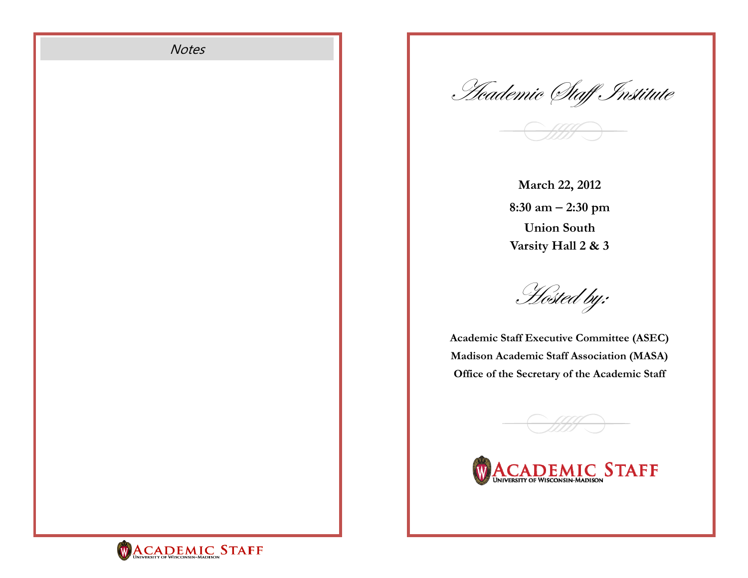## Notes

# Academic Staff Institute

**March 22, 2012**

**8:30 am – 2:30 pm**

**Union South**

**Varsity Hall 2 & 3**

## Hosted by:

**Academic Staff Executive Committee (ASEC)**

**Madison Academic Staff Association (MASA)**

**Office of the Secretary of the Academic Staff**

ACADEMIC STAFF
UNIVERSITY OF WISCONSIN–MADISON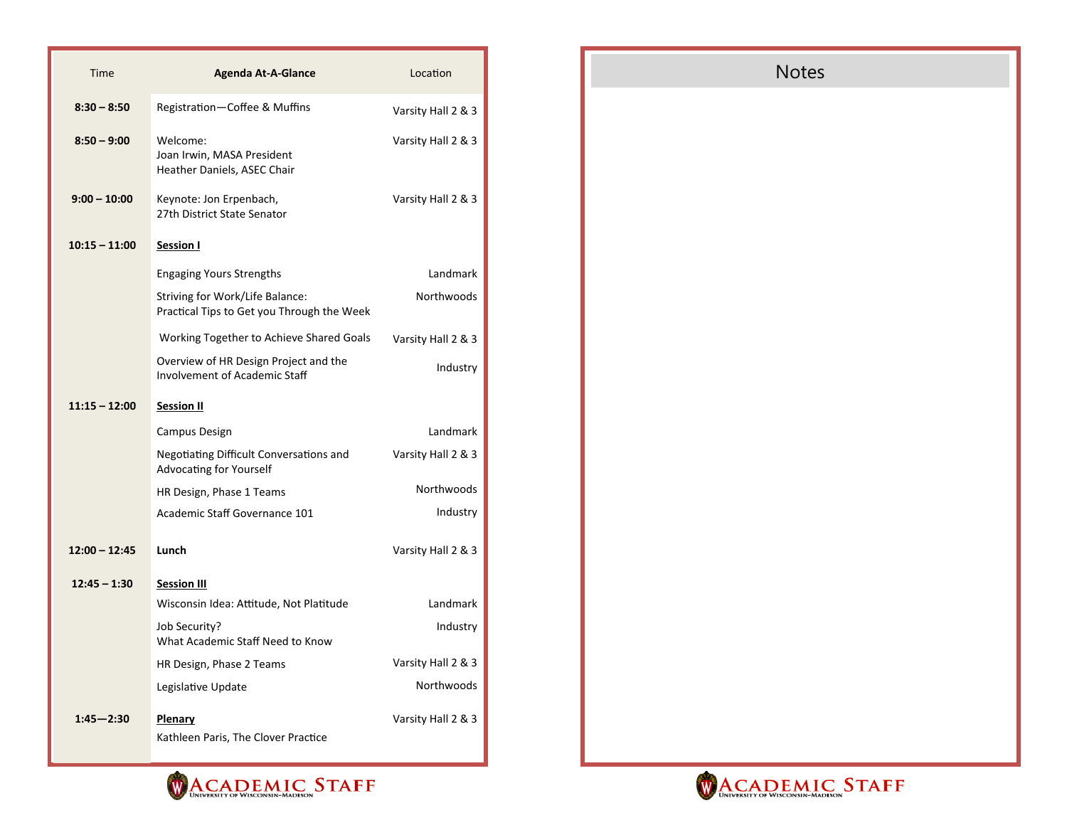| Time | Agenda At-A-Glance | Location |
|---|---|---|
| **8:30 – 8:50** | Registration—Coffee & Muffins | Varsity Hall 2 & 3 |
| **8:50 – 9:00** | Welcome:<br>Joan Irwin, MASA President<br>Heather Daniels, ASEC Chair | Varsity Hall 2 & 3 |
| **9:00 – 10:00** | Keynote: Jon Erpenbach,<br>27th District State Senator | Varsity Hall 2 & 3 |
| **10:15 – 11:00** | **Session I** | |
| | Engaging Yours Strengths | Landmark |
| | Striving for Work/Life Balance:<br>Practical Tips to Get you Through the Week | Northwoods |
| | Working Together to Achieve Shared Goals | Varsity Hall 2 & 3 |
| | Overview of HR Design Project and the Involvement of Academic Staff | Industry |
| **11:15 – 12:00** | **Session II** | |
| | Campus Design | Landmark |
| | Negotiating Difficult Conversations and Advocating for Yourself | Varsity Hall 2 & 3 |
| | HR Design, Phase 1 Teams | Northwoods |
| | Academic Staff Governance 101 | Industry |
| **12:00 – 12:45** | **Lunch** | Varsity Hall 2 & 3 |
| **12:45 – 1:30** | **Session III** | |
| | Wisconsin Idea: Attitude, Not Platitude | Landmark |
| | Job Security?<br>What Academic Staff Need to Know | Industry |
| | HR Design, Phase 2 Teams | Varsity Hall 2 & 3 |
| | Legislative Update | Northwoods |
| **1:45—2:30** | **Plenary**<br>Kathleen Paris, The Clover Practice | Varsity Hall 2 & 3 |

ACADEMIC STAFF
UNIVERSITY OF WISCONSIN–MADISON

## Notes

ACADEMIC STAFF
UNIVERSITY OF WISCONSIN–MADISON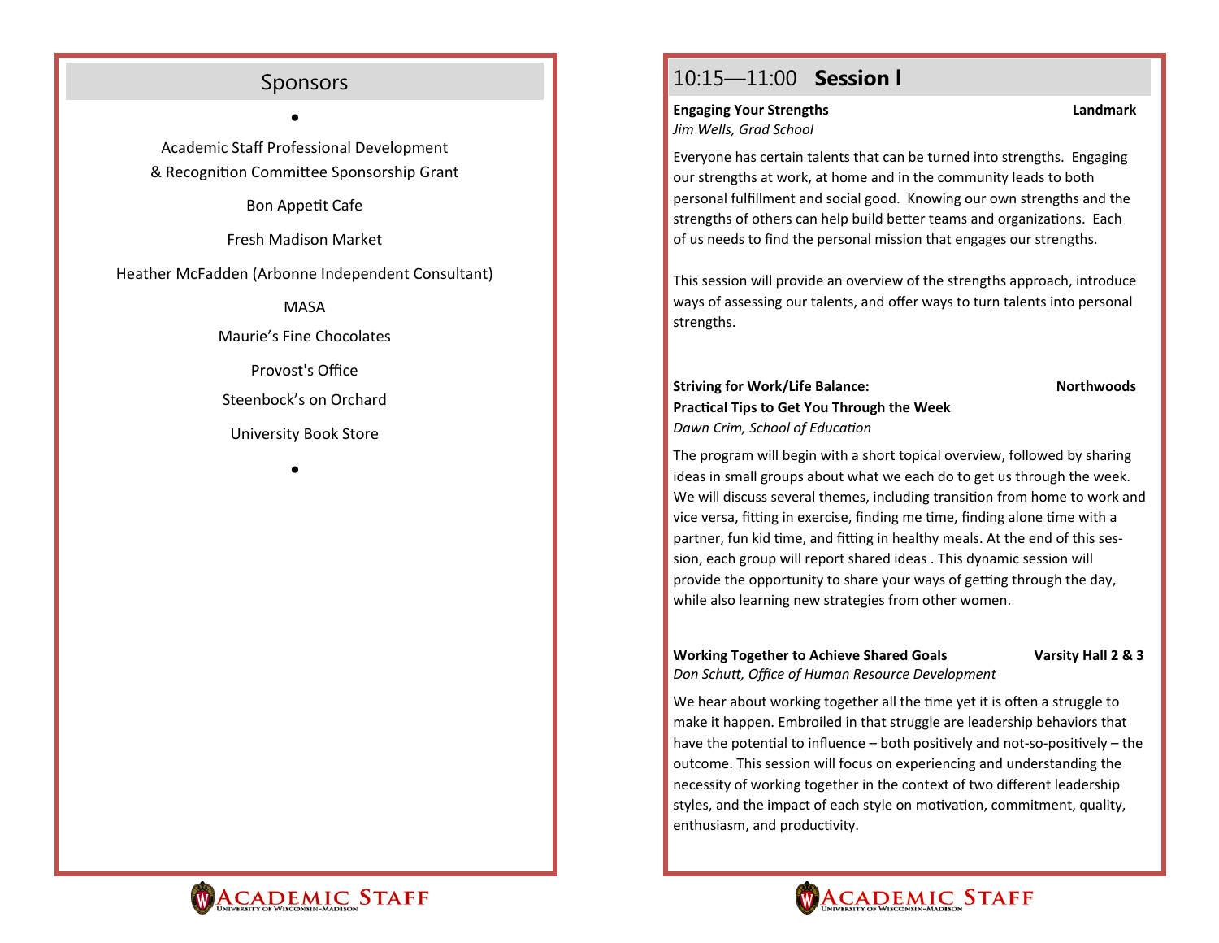## Sponsors

•

Academic Staff Professional Development
& Recognition Committee Sponsorship Grant

Bon Appetit Cafe

Fresh Madison Market

Heather McFadden (Arbonne Independent Consultant)

MASA

Maurie's Fine Chocolates

Provost's Office

Steenbock's on Orchard

University Book Store

•

## 10:15—11:00 **Session I**

**Engaging Your Strengths** — **Landmark**
*Jim Wells, Grad School*

Everyone has certain talents that can be turned into strengths. Engaging our strengths at work, at home and in the community leads to both personal fulfillment and social good. Knowing our own strengths and the strengths of others can help build better teams and organizations. Each of us needs to find the personal mission that engages our strengths.

This session will provide an overview of the strengths approach, introduce ways of assessing our talents, and offer ways to turn talents into personal strengths.

**Striving for Work/Life Balance: Practical Tips to Get You Through the Week** — **Northwoods**
*Dawn Crim, School of Education*

The program will begin with a short topical overview, followed by sharing ideas in small groups about what we each do to get us through the week. We will discuss several themes, including transition from home to work and vice versa, fitting in exercise, finding me time, finding alone time with a partner, fun kid time, and fitting in healthy meals. At the end of this session, each group will report shared ideas . This dynamic session will provide the opportunity to share your ways of getting through the day, while also learning new strategies from other women.

**Working Together to Achieve Shared Goals** — **Varsity Hall 2 & 3**
*Don Schutt, Office of Human Resource Development*

We hear about working together all the time yet it is often a struggle to make it happen. Embroiled in that struggle are leadership behaviors that have the potential to influence – both positively and not-so-positively – the outcome. This session will focus on experiencing and understanding the necessity of working together in the context of two different leadership styles, and the impact of each style on motivation, commitment, quality, enthusiasm, and productivity.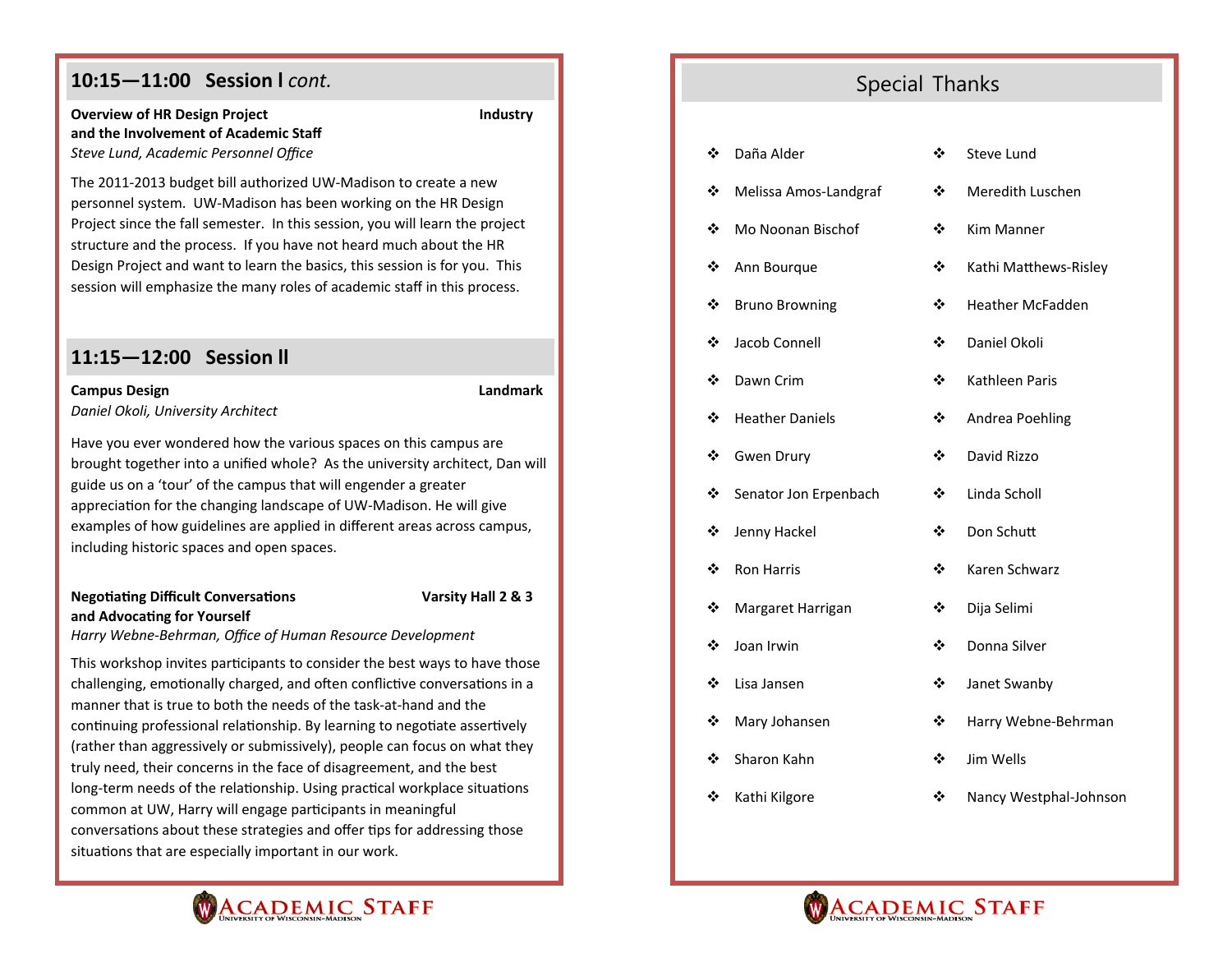## 10:15—11:00 Session I *cont.*

**Overview of HR Design Project and the Involvement of Academic Staff** — **Industry**
*Steve Lund, Academic Personnel Office*

The 2011-2013 budget bill authorized UW-Madison to create a new personnel system. UW-Madison has been working on the HR Design Project since the fall semester. In this session, you will learn the project structure and the process. If you have not heard much about the HR Design Project and want to learn the basics, this session is for you. This session will emphasize the many roles of academic staff in this process.

## 11:15—12:00 Session II

**Campus Design** — **Landmark**
*Daniel Okoli, University Architect*

Have you ever wondered how the various spaces on this campus are brought together into a unified whole? As the university architect, Dan will guide us on a 'tour' of the campus that will engender a greater appreciation for the changing landscape of UW-Madison. He will give examples of how guidelines are applied in different areas across campus, including historic spaces and open spaces.

**Negotiating Difficult Conversations and Advocating for Yourself** — **Varsity Hall 2 & 3**
*Harry Webne-Behrman, Office of Human Resource Development*

This workshop invites participants to consider the best ways to have those challenging, emotionally charged, and often conflictive conversations in a manner that is true to both the needs of the task-at-hand and the continuing professional relationship. By learning to negotiate assertively (rather than aggressively or submissively), people can focus on what they truly need, their concerns in the face of disagreement, and the best long-term needs of the relationship. Using practical workplace situations common at UW, Harry will engage participants in meaningful conversations about these strategies and offer tips for addressing those situations that are especially important in our work.

## Special Thanks

- Daña Alder
- Melissa Amos-Landgraf
- Mo Noonan Bischof
- Ann Bourque
- Bruno Browning
- Jacob Connell
- Dawn Crim
- Heather Daniels
- Gwen Drury
- Senator Jon Erpenbach
- Jenny Hackel
- Ron Harris
- Margaret Harrigan
- Joan Irwin
- Lisa Jansen
- Mary Johansen
- Sharon Kahn
- Kathi Kilgore
- Steve Lund
- Meredith Luschen
- Kim Manner
- Kathi Matthews-Risley
- Heather McFadden
- Daniel Okoli
- Kathleen Paris
- Andrea Poehling
- David Rizzo
- Linda Scholl
- Don Schutt
- Karen Schwarz
- Dija Selimi
- Donna Silver
- Janet Swanby
- Harry Webne-Behrman
- Jim Wells
- Nancy Westphal-Johnson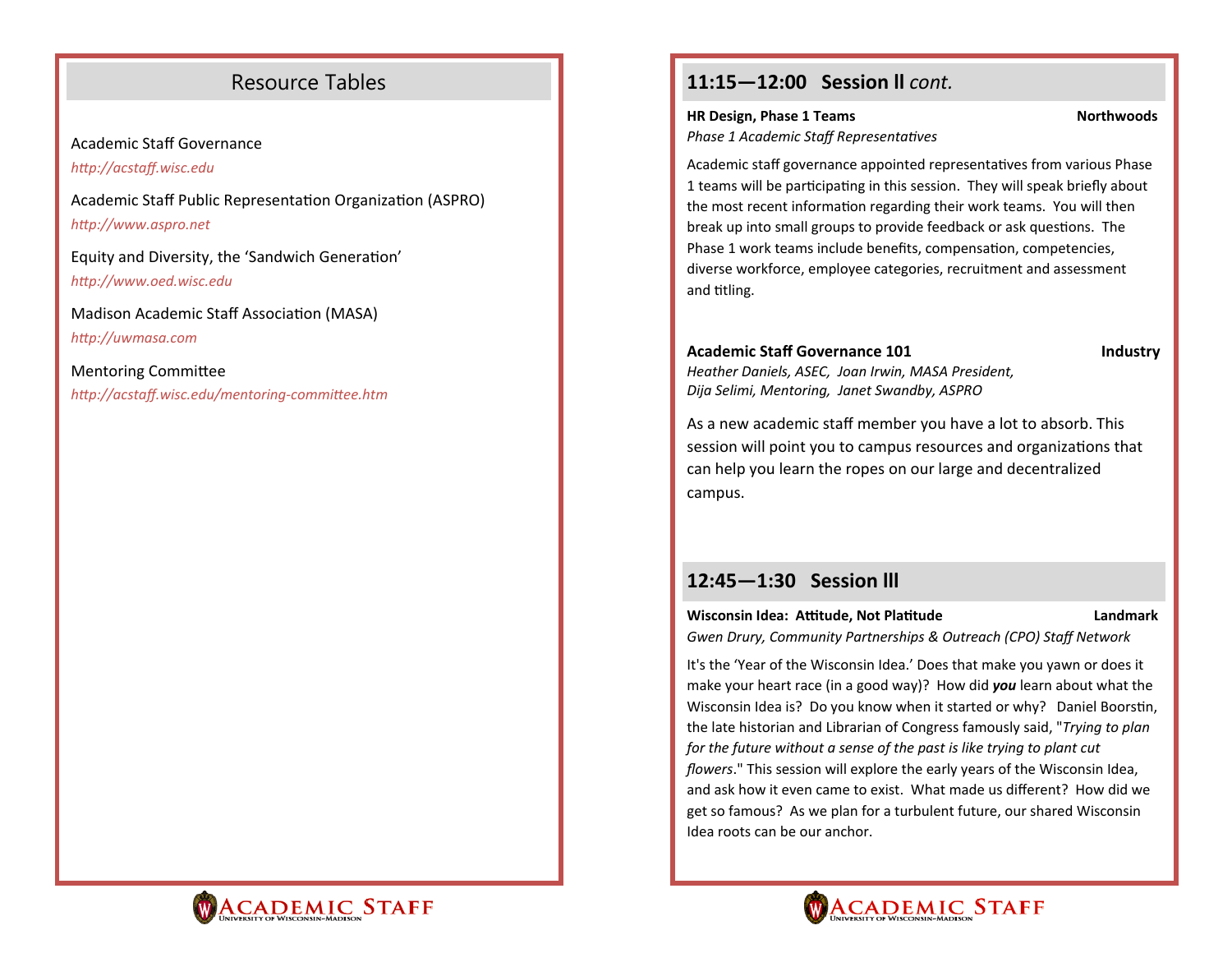## Resource Tables

Academic Staff Governance
*http://acstaff.wisc.edu*

Academic Staff Public Representation Organization (ASPRO)
*http://www.aspro.net*

Equity and Diversity, the 'Sandwich Generation'
*http://www.oed.wisc.edu*

Madison Academic Staff Association (MASA)
*http://uwmasa.com*

Mentoring Committee
*http://acstaff.wisc.edu/mentoring-committee.htm*

## 11:15—12:00 Session II *cont.*

**HR Design, Phase 1 Teams** **Northwoods**
*Phase 1 Academic Staff Representatives*

Academic staff governance appointed representatives from various Phase 1 teams will be participating in this session. They will speak briefly about the most recent information regarding their work teams. You will then break up into small groups to provide feedback or ask questions. The Phase 1 work teams include benefits, compensation, competencies, diverse workforce, employee categories, recruitment and assessment and titling.

**Academic Staff Governance 101** **Industry**
*Heather Daniels, ASEC, Joan Irwin, MASA President, Dija Selimi, Mentoring, Janet Swandby, ASPRO*

As a new academic staff member you have a lot to absorb. This session will point you to campus resources and organizations that can help you learn the ropes on our large and decentralized campus.

## 12:45—1:30 Session III

**Wisconsin Idea: Attitude, Not Platitude** **Landmark**
*Gwen Drury, Community Partnerships & Outreach (CPO) Staff Network*

It's the 'Year of the Wisconsin Idea.' Does that make you yawn or does it make your heart race (in a good way)? How did ***you*** learn about what the Wisconsin Idea is? Do you know when it started or why? Daniel Boorstin, the late historian and Librarian of Congress famously said, "*Trying to plan for the future without a sense of the past is like trying to plant cut flowers*." This session will explore the early years of the Wisconsin Idea, and ask how it even came to exist. What made us different? How did we get so famous? As we plan for a turbulent future, our shared Wisconsin Idea roots can be our anchor.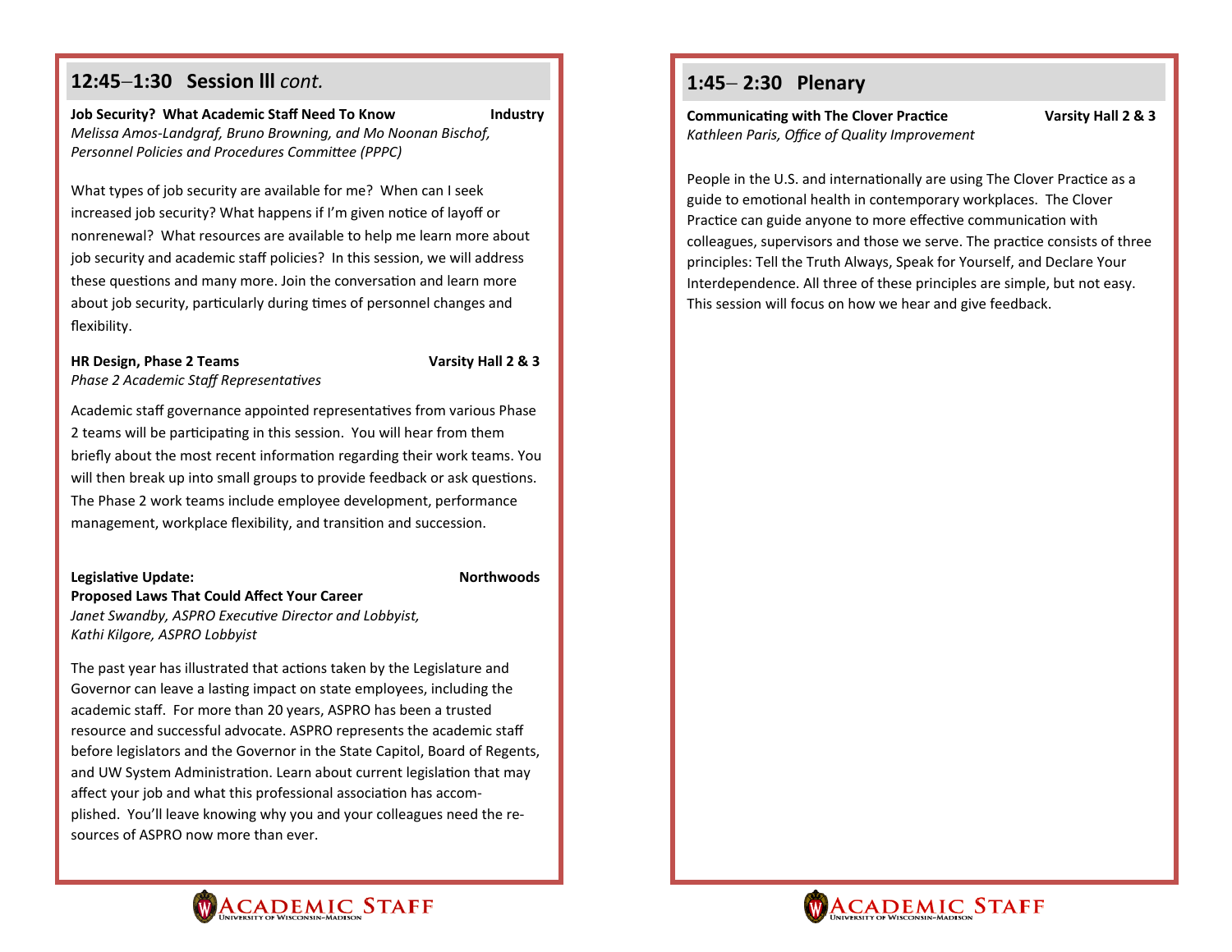## 12:45–1:30 Session III *cont.*

**Job Security? What Academic Staff Need To Know** **Industry**
*Melissa Amos-Landgraf, Bruno Browning, and Mo Noonan Bischof, Personnel Policies and Procedures Committee (PPPC)*

What types of job security are available for me? When can I seek increased job security? What happens if I'm given notice of layoff or nonrenewal? What resources are available to help me learn more about job security and academic staff policies? In this session, we will address these questions and many more. Join the conversation and learn more about job security, particularly during times of personnel changes and flexibility.

**HR Design, Phase 2 Teams** **Varsity Hall 2 & 3**
*Phase 2 Academic Staff Representatives*

Academic staff governance appointed representatives from various Phase 2 teams will be participating in this session. You will hear from them briefly about the most recent information regarding their work teams. You will then break up into small groups to provide feedback or ask questions. The Phase 2 work teams include employee development, performance management, workplace flexibility, and transition and succession.

**Legislative Update: Proposed Laws That Could Affect Your Career** **Northwoods**
*Janet Swandby, ASPRO Executive Director and Lobbyist, Kathi Kilgore, ASPRO Lobbyist*

The past year has illustrated that actions taken by the Legislature and Governor can leave a lasting impact on state employees, including the academic staff. For more than 20 years, ASPRO has been a trusted resource and successful advocate. ASPRO represents the academic staff before legislators and the Governor in the State Capitol, Board of Regents, and UW System Administration. Learn about current legislation that may affect your job and what this professional association has accomplished. You'll leave knowing why you and your colleagues need the resources of ASPRO now more than ever.

## 1:45– 2:30 Plenary

**Communicating with The Clover Practice** **Varsity Hall 2 & 3**
*Kathleen Paris, Office of Quality Improvement*

People in the U.S. and internationally are using The Clover Practice as a guide to emotional health in contemporary workplaces. The Clover Practice can guide anyone to more effective communication with colleagues, supervisors and those we serve. The practice consists of three principles: Tell the Truth Always, Speak for Yourself, and Declare Your Interdependence. All three of these principles are simple, but not easy. This session will focus on how we hear and give feedback.